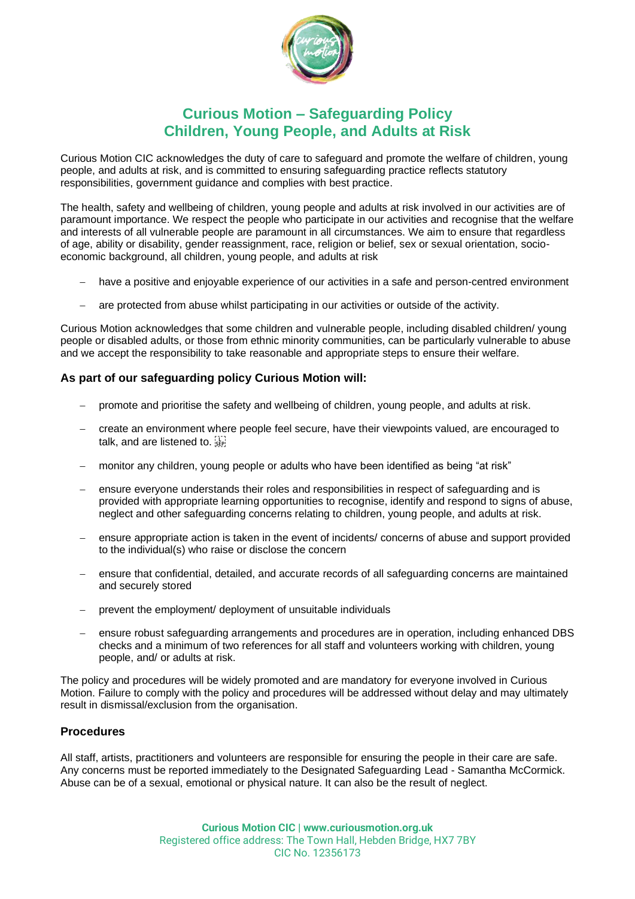# Curious Motion – Safeguarding Policy
# Children, Young People, and Adults at Risk

Curious Motion CIC acknowledges the duty of care to safeguard and promote the welfare of children, young people, and adults at risk, and is committed to ensuring safeguarding practice reflects statutory responsibilities, government guidance and complies with best practice.

The health, safety and wellbeing of children, young people and adults at risk involved in our activities are of paramount importance. We respect the people who participate in our activities and recognise that the welfare and interests of all vulnerable people are paramount in all circumstances. We aim to ensure that regardless of age, ability or disability, gender reassignment, race, religion or belief, sex or sexual orientation, socio-economic background, all children, young people, and adults at risk

- have a positive and enjoyable experience of our activities in a safe and person-centred environment
- are protected from abuse whilst participating in our activities or outside of the activity.

Curious Motion acknowledges that some children and vulnerable people, including disabled children/ young people or disabled adults, or those from ethnic minority communities, can be particularly vulnerable to abuse and we accept the responsibility to take reasonable and appropriate steps to ensure their welfare.

### As part of our safeguarding policy Curious Motion will:

- promote and prioritise the safety and wellbeing of children, young people, and adults at risk.
- create an environment where people feel secure, have their viewpoints valued, are encouraged to talk, and are listened to.
- monitor any children, young people or adults who have been identified as being "at risk"
- ensure everyone understands their roles and responsibilities in respect of safeguarding and is provided with appropriate learning opportunities to recognise, identify and respond to signs of abuse, neglect and other safeguarding concerns relating to children, young people, and adults at risk.
- ensure appropriate action is taken in the event of incidents/ concerns of abuse and support provided to the individual(s) who raise or disclose the concern
- ensure that confidential, detailed, and accurate records of all safeguarding concerns are maintained and securely stored
- prevent the employment/ deployment of unsuitable individuals
- ensure robust safeguarding arrangements and procedures are in operation, including enhanced DBS checks and a minimum of two references for all staff and volunteers working with children, young people, and/ or adults at risk.

The policy and procedures will be widely promoted and are mandatory for everyone involved in Curious Motion. Failure to comply with the policy and procedures will be addressed without delay and may ultimately result in dismissal/exclusion from the organisation.

### Procedures

All staff, artists, practitioners and volunteers are responsible for ensuring the people in their care are safe. Any concerns must be reported immediately to the Designated Safeguarding Lead - Samantha McCormick. Abuse can be of a sexual, emotional or physical nature. It can also be the result of neglect.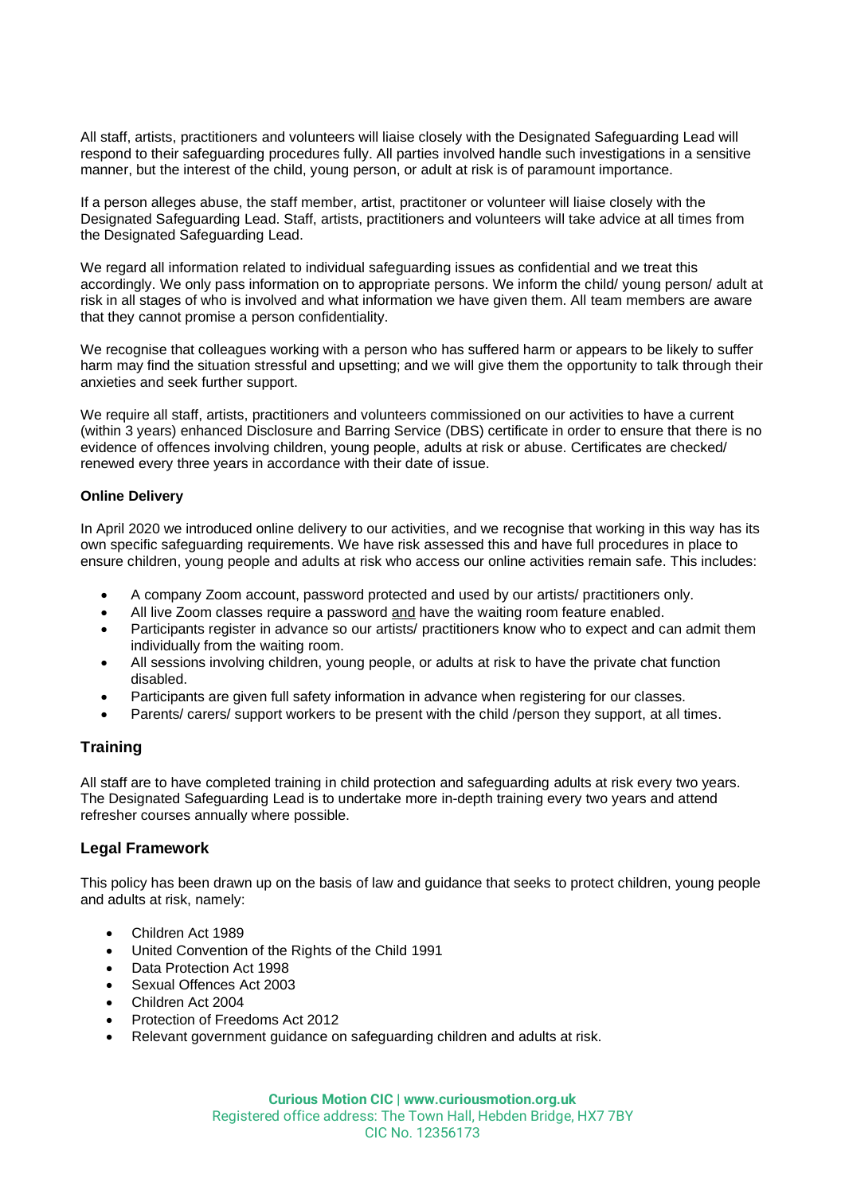All staff, artists, practitioners and volunteers will liaise closely with the Designated Safeguarding Lead will respond to their safeguarding procedures fully. All parties involved handle such investigations in a sensitive manner, but the interest of the child, young person, or adult at risk is of paramount importance.

If a person alleges abuse, the staff member, artist, practitoner or volunteer will liaise closely with the Designated Safeguarding Lead. Staff, artists, practitioners and volunteers will take advice at all times from the Designated Safeguarding Lead.

We regard all information related to individual safeguarding issues as confidential and we treat this accordingly. We only pass information on to appropriate persons. We inform the child/ young person/ adult at risk in all stages of who is involved and what information we have given them. All team members are aware that they cannot promise a person confidentiality.

We recognise that colleagues working with a person who has suffered harm or appears to be likely to suffer harm may find the situation stressful and upsetting; and we will give them the opportunity to talk through their anxieties and seek further support.

We require all staff, artists, practitioners and volunteers commissioned on our activities to have a current (within 3 years) enhanced Disclosure and Barring Service (DBS) certificate in order to ensure that there is no evidence of offences involving children, young people, adults at risk or abuse. Certificates are checked/ renewed every three years in accordance with their date of issue.

**Online Delivery**

In April 2020 we introduced online delivery to our activities, and we recognise that working in this way has its own specific safeguarding requirements. We have risk assessed this and have full procedures in place to ensure children, young people and adults at risk who access our online activities remain safe. This includes:

- A company Zoom account, password protected and used by our artists/ practitioners only.
- All live Zoom classes require a password and have the waiting room feature enabled.
- Participants register in advance so our artists/ practitioners know who to expect and can admit them individually from the waiting room.
- All sessions involving children, young people, or adults at risk to have the private chat function disabled.
- Participants are given full safety information in advance when registering for our classes.
- Parents/ carers/ support workers to be present with the child /person they support, at all times.

## Training

All staff are to have completed training in child protection and safeguarding adults at risk every two years. The Designated Safeguarding Lead is to undertake more in-depth training every two years and attend refresher courses annually where possible.

## Legal Framework

This policy has been drawn up on the basis of law and guidance that seeks to protect children, young people and adults at risk, namely:

- Children Act 1989
- United Convention of the Rights of the Child 1991
- Data Protection Act 1998
- Sexual Offences Act 2003
- Children Act 2004
- Protection of Freedoms Act 2012
- Relevant government guidance on safeguarding children and adults at risk.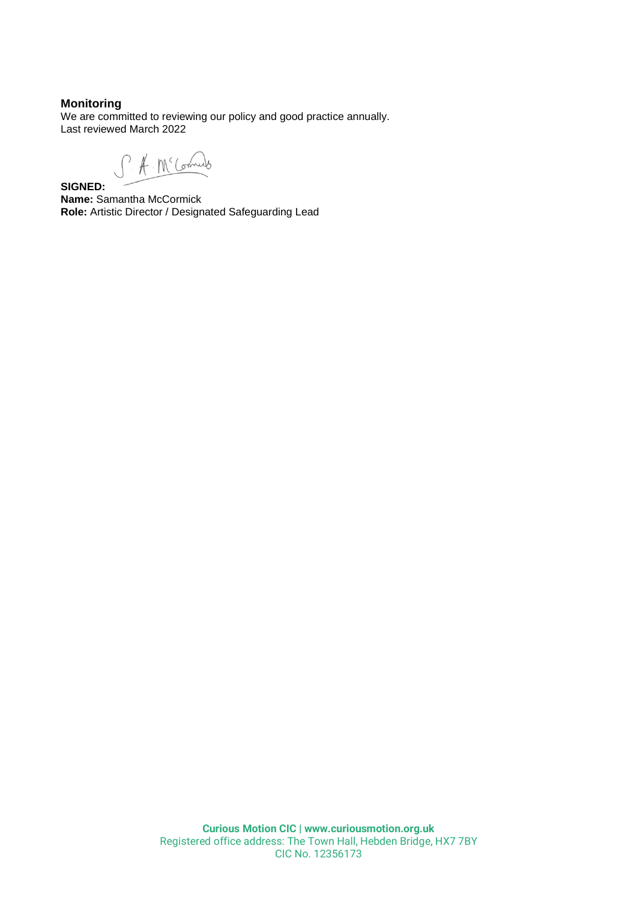## Monitoring

We are committed to reviewing our policy and good practice annually.
Last reviewed March 2022

**SIGNED:**
**Name:** Samantha McCormick
**Role:** Artistic Director / Designated Safeguarding Lead